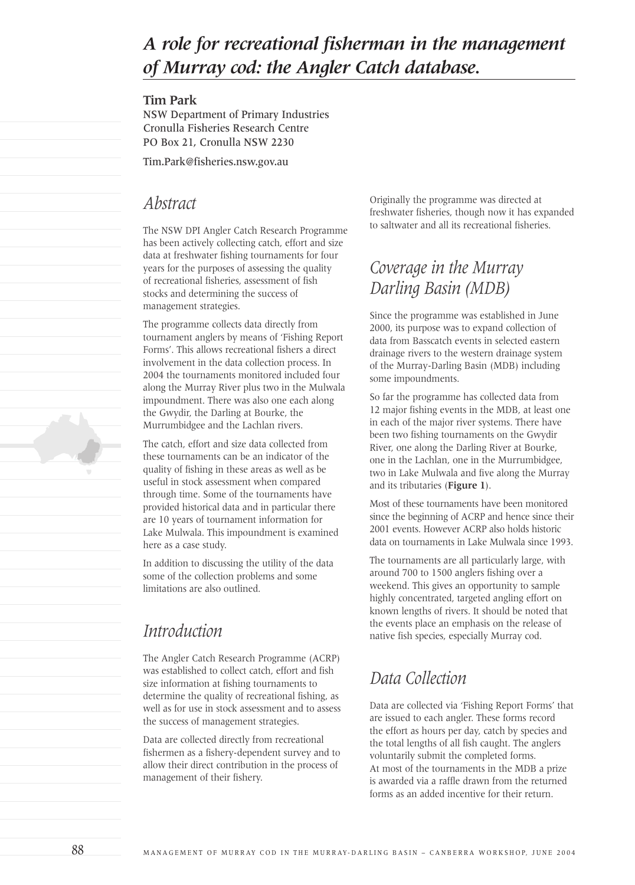# *A role for recreational fisherman in the management of Murray cod: the Angler Catch database.*

**Tim Park**

NSW Department of Primary Industries
Cronulla Fisheries Research Centre
PO Box 21, Cronulla NSW 2230

Tim.Park@fisheries.nsw.gov.au

## *Abstract*

The NSW DPI Angler Catch Research Programme has been actively collecting catch, effort and size data at freshwater fishing tournaments for four years for the purposes of assessing the quality of recreational fisheries, assessment of fish stocks and determining the success of management strategies.

The programme collects data directly from tournament anglers by means of 'Fishing Report Forms'. This allows recreational fishers a direct involvement in the data collection process. In 2004 the tournaments monitored included four along the Murray River plus two in the Mulwala impoundment. There was also one each along the Gwydir, the Darling at Bourke, the Murrumbidgee and the Lachlan rivers.

The catch, effort and size data collected from these tournaments can be an indicator of the quality of fishing in these areas as well as be useful in stock assessment when compared through time. Some of the tournaments have provided historical data and in particular there are 10 years of tournament information for Lake Mulwala. This impoundment is examined here as a case study.

In addition to discussing the utility of the data some of the collection problems and some limitations are also outlined.

## *Introduction*

The Angler Catch Research Programme (ACRP) was established to collect catch, effort and fish size information at fishing tournaments to determine the quality of recreational fishing, as well as for use in stock assessment and to assess the success of management strategies.

Data are collected directly from recreational fishermen as a fishery-dependent survey and to allow their direct contribution in the process of management of their fishery.

Originally the programme was directed at freshwater fisheries, though now it has expanded to saltwater and all its recreational fisheries.

## *Coverage in the Murray Darling Basin (MDB)*

Since the programme was established in June 2000, its purpose was to expand collection of data from Basscatch events in selected eastern drainage rivers to the western drainage system of the Murray-Darling Basin (MDB) including some impoundments.

So far the programme has collected data from 12 major fishing events in the MDB, at least one in each of the major river systems. There have been two fishing tournaments on the Gwydir River, one along the Darling River at Bourke, one in the Lachlan, one in the Murrumbidgee, two in Lake Mulwala and five along the Murray and its tributaries (**Figure 1**).

Most of these tournaments have been monitored since the beginning of ACRP and hence since their 2001 events. However ACRP also holds historic data on tournaments in Lake Mulwala since 1993.

The tournaments are all particularly large, with around 700 to 1500 anglers fishing over a weekend. This gives an opportunity to sample highly concentrated, targeted angling effort on known lengths of rivers. It should be noted that the events place an emphasis on the release of native fish species, especially Murray cod.

## *Data Collection*

Data are collected via 'Fishing Report Forms' that are issued to each angler. These forms record the effort as hours per day, catch by species and the total lengths of all fish caught. The anglers voluntarily submit the completed forms. At most of the tournaments in the MDB a prize is awarded via a raffle drawn from the returned forms as an added incentive for their return.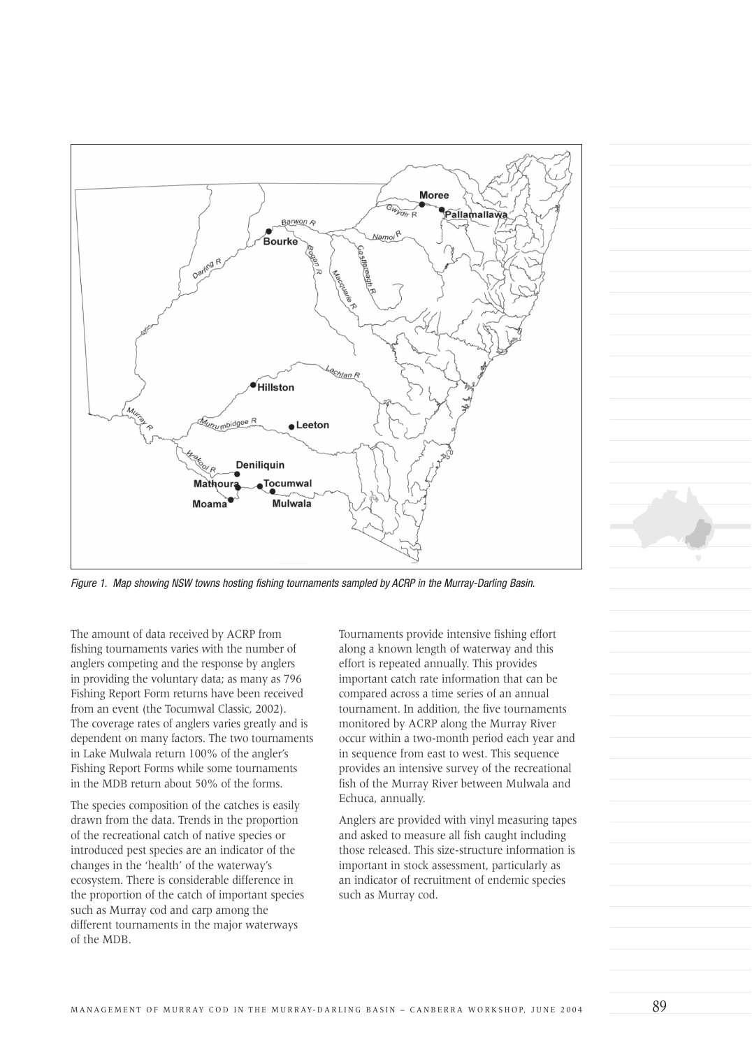*Figure 1. Map showing NSW towns hosting fishing tournaments sampled by ACRP in the Murray-Darling Basin.*

The amount of data received by ACRP from fishing tournaments varies with the number of anglers competing and the response by anglers in providing the voluntary data; as many as 796 Fishing Report Form returns have been received from an event (the Tocumwal Classic, 2002). The coverage rates of anglers varies greatly and is dependent on many factors. The two tournaments in Lake Mulwala return 100% of the angler's Fishing Report Forms while some tournaments in the MDB return about 50% of the forms.

The species composition of the catches is easily drawn from the data. Trends in the proportion of the recreational catch of native species or introduced pest species are an indicator of the changes in the 'health' of the waterway's ecosystem. There is considerable difference in the proportion of the catch of important species such as Murray cod and carp among the different tournaments in the major waterways of the MDB.

Tournaments provide intensive fishing effort along a known length of waterway and this effort is repeated annually. This provides important catch rate information that can be compared across a time series of an annual tournament. In addition, the five tournaments monitored by ACRP along the Murray River occur within a two-month period each year and in sequence from east to west. This sequence provides an intensive survey of the recreational fish of the Murray River between Mulwala and Echuca, annually.

Anglers are provided with vinyl measuring tapes and asked to measure all fish caught including those released. This size-structure information is important in stock assessment, particularly as an indicator of recruitment of endemic species such as Murray cod.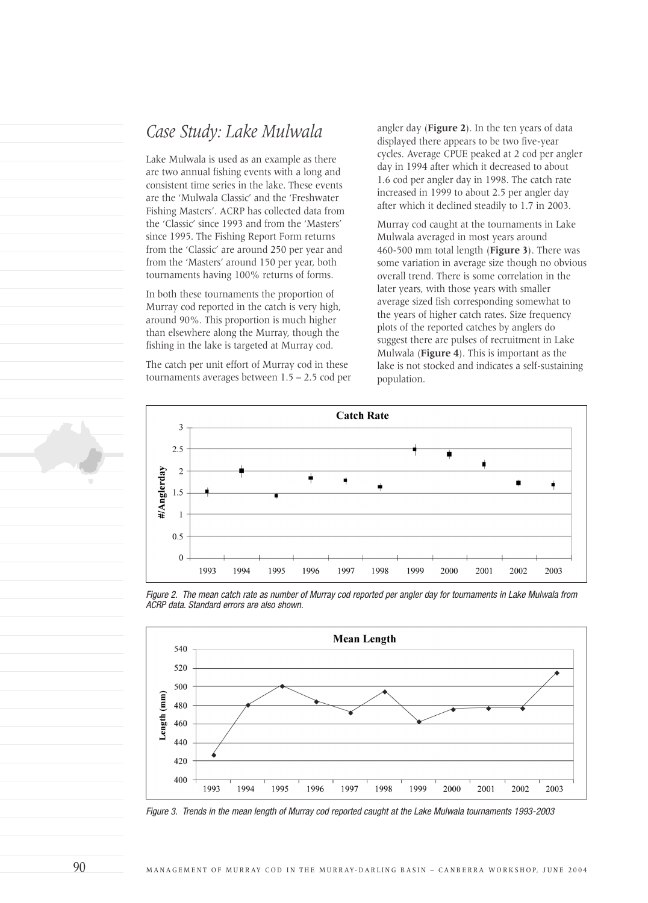## *Case Study: Lake Mulwala*

Lake Mulwala is used as an example as there are two annual fishing events with a long and consistent time series in the lake. These events are the 'Mulwala Classic' and the 'Freshwater Fishing Masters'. ACRP has collected data from the 'Classic' since 1993 and from the 'Masters' since 1995. The Fishing Report Form returns from the 'Classic' are around 250 per year and from the 'Masters' around 150 per year, both tournaments having 100% returns of forms.

In both these tournaments the proportion of Murray cod reported in the catch is very high, around 90%. This proportion is much higher than elsewhere along the Murray, though the fishing in the lake is targeted at Murray cod.

The catch per unit effort of Murray cod in these tournaments averages between 1.5 – 2.5 cod per angler day (**Figure 2**). In the ten years of data displayed there appears to be two five-year cycles. Average CPUE peaked at 2 cod per angler day in 1994 after which it decreased to about 1.6 cod per angler day in 1998. The catch rate increased in 1999 to about 2.5 per angler day after which it declined steadily to 1.7 in 2003.

Murray cod caught at the tournaments in Lake Mulwala averaged in most years around 460-500 mm total length (**Figure 3**). There was some variation in average size though no obvious overall trend. There is some correlation in the later years, with those years with smaller average sized fish corresponding somewhat to the years of higher catch rates. Size frequency plots of the reported catches by anglers do suggest there are pulses of recruitment in Lake Mulwala (**Figure 4**). This is important as the lake is not stocked and indicates a self-sustaining population.

*Figure 2. The mean catch rate as number of Murray cod reported per angler day for tournaments in Lake Mulwala from ACRP data. Standard errors are also shown.*

*Figure 3. Trends in the mean length of Murray cod reported caught at the Lake Mulwala tournaments 1993-2003*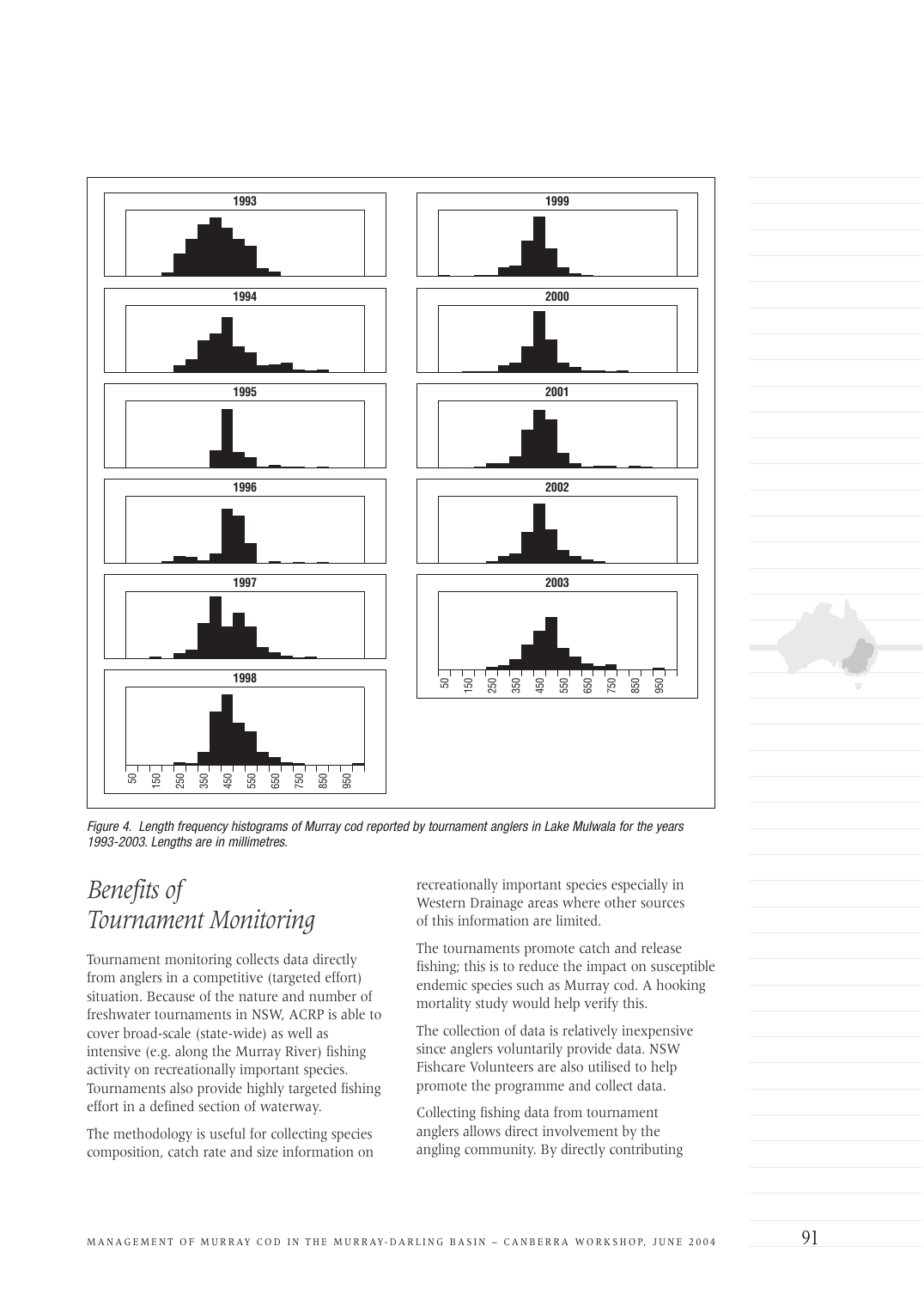*Figure 4. Length frequency histograms of Murray cod reported by tournament anglers in Lake Mulwala for the years 1993-2003. Lengths are in millimetres.*

# *Benefits of Tournament Monitoring*

Tournament monitoring collects data directly from anglers in a competitive (targeted effort) situation. Because of the nature and number of freshwater tournaments in NSW, ACRP is able to cover broad-scale (state-wide) as well as intensive (e.g. along the Murray River) fishing activity on recreationally important species. Tournaments also provide highly targeted fishing effort in a defined section of waterway.

The methodology is useful for collecting species composition, catch rate and size information on recreationally important species especially in Western Drainage areas where other sources of this information are limited.

The tournaments promote catch and release fishing; this is to reduce the impact on susceptible endemic species such as Murray cod. A hooking mortality study would help verify this.

The collection of data is relatively inexpensive since anglers voluntarily provide data. NSW Fishcare Volunteers are also utilised to help promote the programme and collect data.

Collecting fishing data from tournament anglers allows direct involvement by the angling community. By directly contributing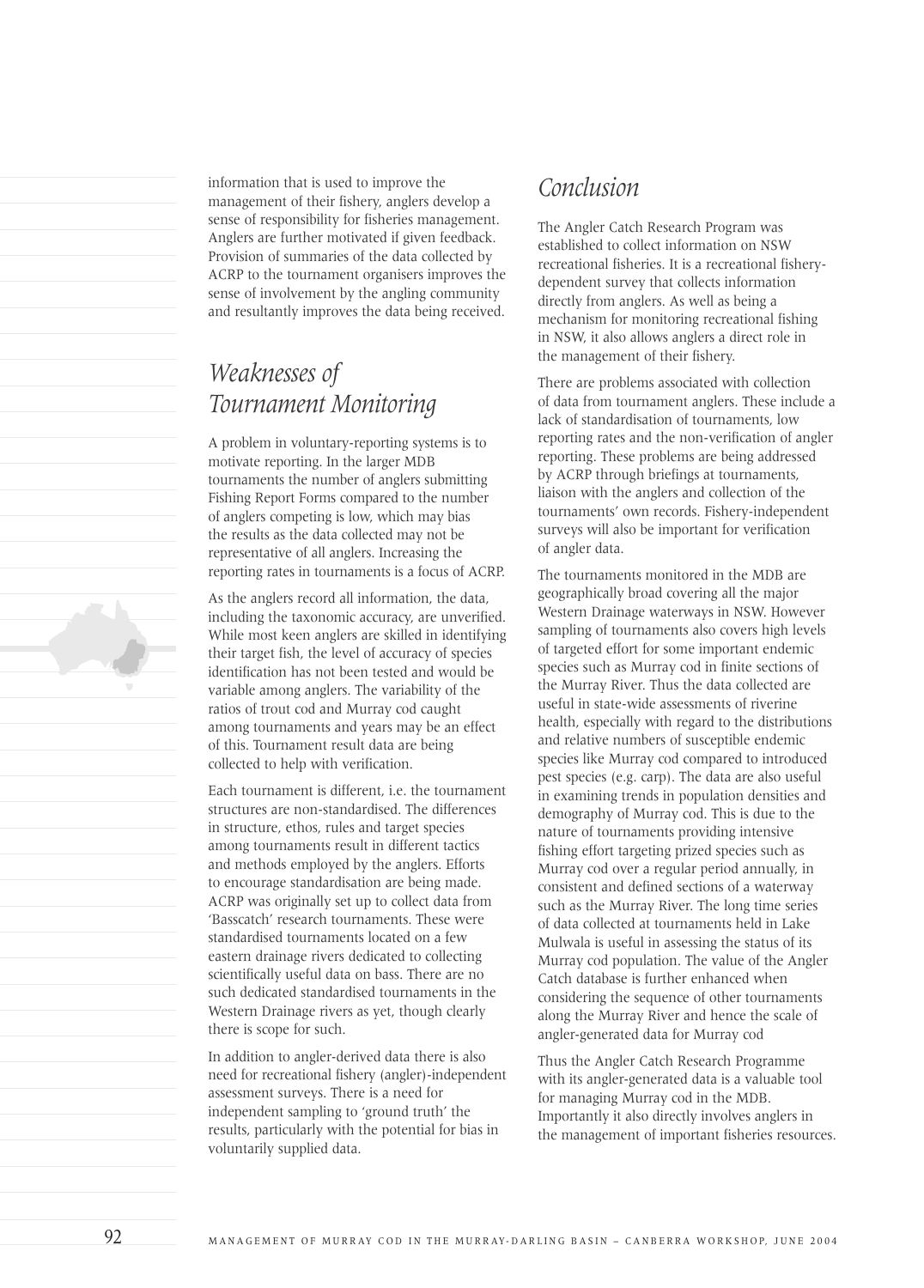information that is used to improve the management of their fishery, anglers develop a sense of responsibility for fisheries management. Anglers are further motivated if given feedback. Provision of summaries of the data collected by ACRP to the tournament organisers improves the sense of involvement by the angling community and resultantly improves the data being received.

## *Weaknesses of Tournament Monitoring*

A problem in voluntary-reporting systems is to motivate reporting. In the larger MDB tournaments the number of anglers submitting Fishing Report Forms compared to the number of anglers competing is low, which may bias the results as the data collected may not be representative of all anglers. Increasing the reporting rates in tournaments is a focus of ACRP.

As the anglers record all information, the data, including the taxonomic accuracy, are unverified. While most keen anglers are skilled in identifying their target fish, the level of accuracy of species identification has not been tested and would be variable among anglers. The variability of the ratios of trout cod and Murray cod caught among tournaments and years may be an effect of this. Tournament result data are being collected to help with verification.

Each tournament is different, i.e. the tournament structures are non-standardised. The differences in structure, ethos, rules and target species among tournaments result in different tactics and methods employed by the anglers. Efforts to encourage standardisation are being made. ACRP was originally set up to collect data from 'Basscatch' research tournaments. These were standardised tournaments located on a few eastern drainage rivers dedicated to collecting scientifically useful data on bass. There are no such dedicated standardised tournaments in the Western Drainage rivers as yet, though clearly there is scope for such.

In addition to angler-derived data there is also need for recreational fishery (angler)-independent assessment surveys. There is a need for independent sampling to 'ground truth' the results, particularly with the potential for bias in voluntarily supplied data.

## *Conclusion*

The Angler Catch Research Program was established to collect information on NSW recreational fisheries. It is a recreational fishery-dependent survey that collects information directly from anglers. As well as being a mechanism for monitoring recreational fishing in NSW, it also allows anglers a direct role in the management of their fishery.

There are problems associated with collection of data from tournament anglers. These include a lack of standardisation of tournaments, low reporting rates and the non-verification of angler reporting. These problems are being addressed by ACRP through briefings at tournaments, liaison with the anglers and collection of the tournaments' own records. Fishery-independent surveys will also be important for verification of angler data.

The tournaments monitored in the MDB are geographically broad covering all the major Western Drainage waterways in NSW. However sampling of tournaments also covers high levels of targeted effort for some important endemic species such as Murray cod in finite sections of the Murray River. Thus the data collected are useful in state-wide assessments of riverine health, especially with regard to the distributions and relative numbers of susceptible endemic species like Murray cod compared to introduced pest species (e.g. carp). The data are also useful in examining trends in population densities and demography of Murray cod. This is due to the nature of tournaments providing intensive fishing effort targeting prized species such as Murray cod over a regular period annually, in consistent and defined sections of a waterway such as the Murray River. The long time series of data collected at tournaments held in Lake Mulwala is useful in assessing the status of its Murray cod population. The value of the Angler Catch database is further enhanced when considering the sequence of other tournaments along the Murray River and hence the scale of angler-generated data for Murray cod

Thus the Angler Catch Research Programme with its angler-generated data is a valuable tool for managing Murray cod in the MDB. Importantly it also directly involves anglers in the management of important fisheries resources.